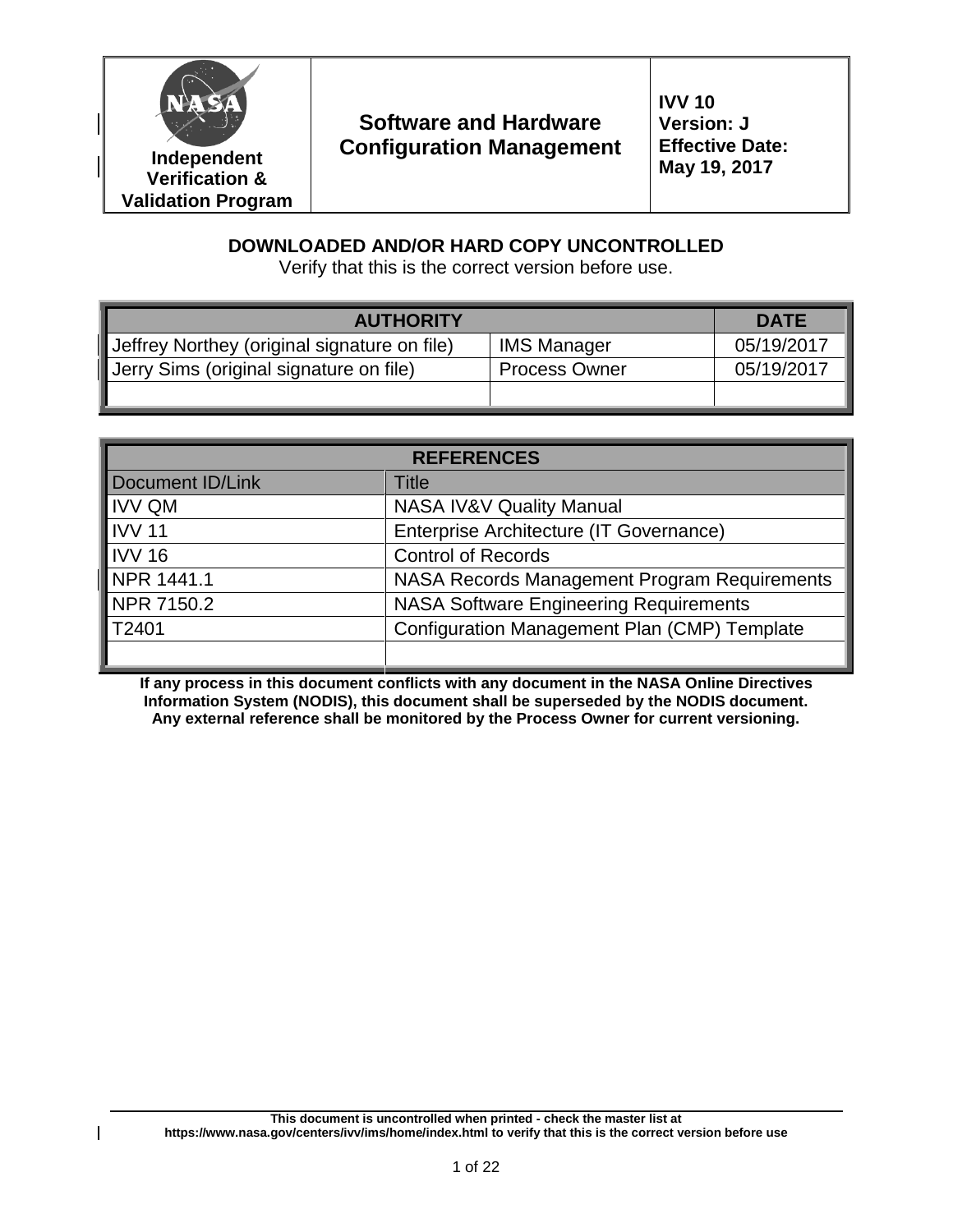| Independent Verification & Validation Program | Software and Hardware Configuration Management | IVV 10 Version: J Effective Date: May 19, 2017 |
|---|---|---|

**DOWNLOADED AND/OR HARD COPY UNCONTROLLED**

Verify that this is the correct version before use.

| AUTHORITY | | DATE |
|---|---|---|
| Jeffrey Northey (original signature on file) | IMS Manager | 05/19/2017 |
| Jerry Sims (original signature on file) | Process Owner | 05/19/2017 |
| | | |

| REFERENCES | |
|---|---|
| Document ID/Link | Title |
| IVV QM | NASA IV&V Quality Manual |
| IVV 11 | Enterprise Architecture (IT Governance) |
| IVV 16 | Control of Records |
| NPR 1441.1 | NASA Records Management Program Requirements |
| NPR 7150.2 | NASA Software Engineering Requirements |
| T2401 | Configuration Management Plan (CMP) Template |
| | |

**If any process in this document conflicts with any document in the NASA Online Directives Information System (NODIS), this document shall be superseded by the NODIS document. Any external reference shall be monitored by the Process Owner for current versioning.**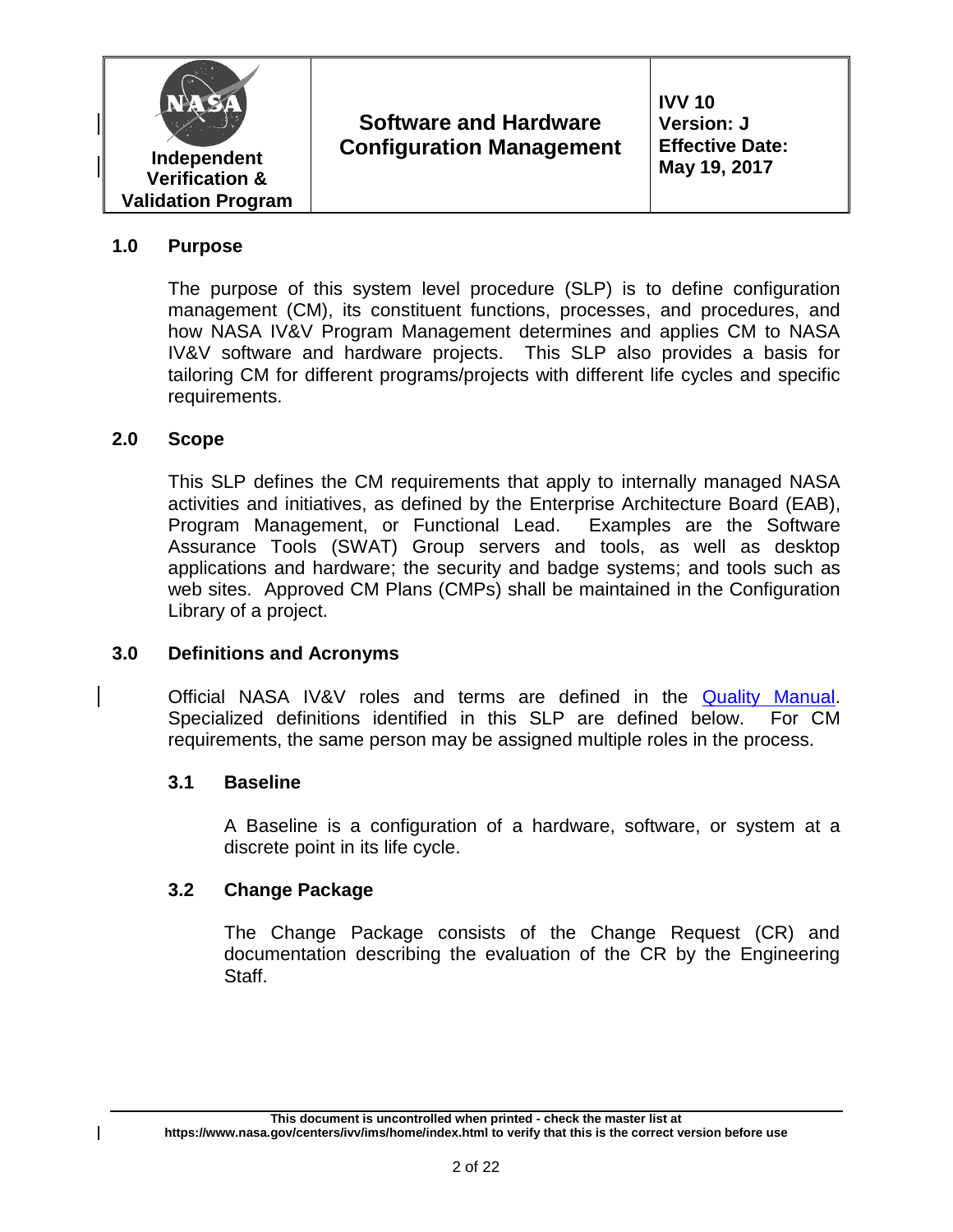## 1.0 Purpose

The purpose of this system level procedure (SLP) is to define configuration management (CM), its constituent functions, processes, and procedures, and how NASA IV&V Program Management determines and applies CM to NASA IV&V software and hardware projects. This SLP also provides a basis for tailoring CM for different programs/projects with different life cycles and specific requirements.

## 2.0 Scope

This SLP defines the CM requirements that apply to internally managed NASA activities and initiatives, as defined by the Enterprise Architecture Board (EAB), Program Management, or Functional Lead. Examples are the Software Assurance Tools (SWAT) Group servers and tools, as well as desktop applications and hardware; the security and badge systems; and tools such as web sites. Approved CM Plans (CMPs) shall be maintained in the Configuration Library of a project.

## 3.0 Definitions and Acronyms

Official NASA IV&V roles and terms are defined in the Quality Manual. Specialized definitions identified in this SLP are defined below. For CM requirements, the same person may be assigned multiple roles in the process.

### 3.1 Baseline

A Baseline is a configuration of a hardware, software, or system at a discrete point in its life cycle.

### 3.2 Change Package

The Change Package consists of the Change Request (CR) and documentation describing the evaluation of the CR by the Engineering Staff.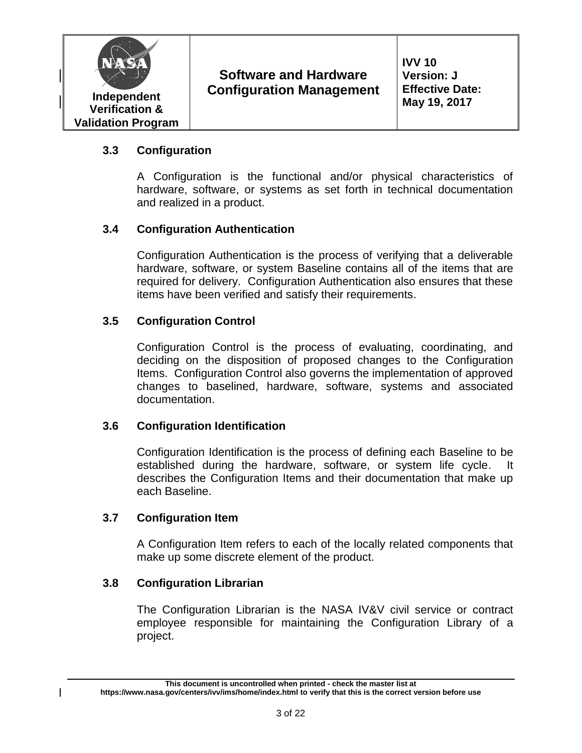### 3.3 Configuration

A Configuration is the functional and/or physical characteristics of hardware, software, or systems as set forth in technical documentation and realized in a product.

### 3.4 Configuration Authentication

Configuration Authentication is the process of verifying that a deliverable hardware, software, or system Baseline contains all of the items that are required for delivery. Configuration Authentication also ensures that these items have been verified and satisfy their requirements.

### 3.5 Configuration Control

Configuration Control is the process of evaluating, coordinating, and deciding on the disposition of proposed changes to the Configuration Items. Configuration Control also governs the implementation of approved changes to baselined, hardware, software, systems and associated documentation.

### 3.6 Configuration Identification

Configuration Identification is the process of defining each Baseline to be established during the hardware, software, or system life cycle. It describes the Configuration Items and their documentation that make up each Baseline.

### 3.7 Configuration Item

A Configuration Item refers to each of the locally related components that make up some discrete element of the product.

### 3.8 Configuration Librarian

The Configuration Librarian is the NASA IV&V civil service or contract employee responsible for maintaining the Configuration Library of a project.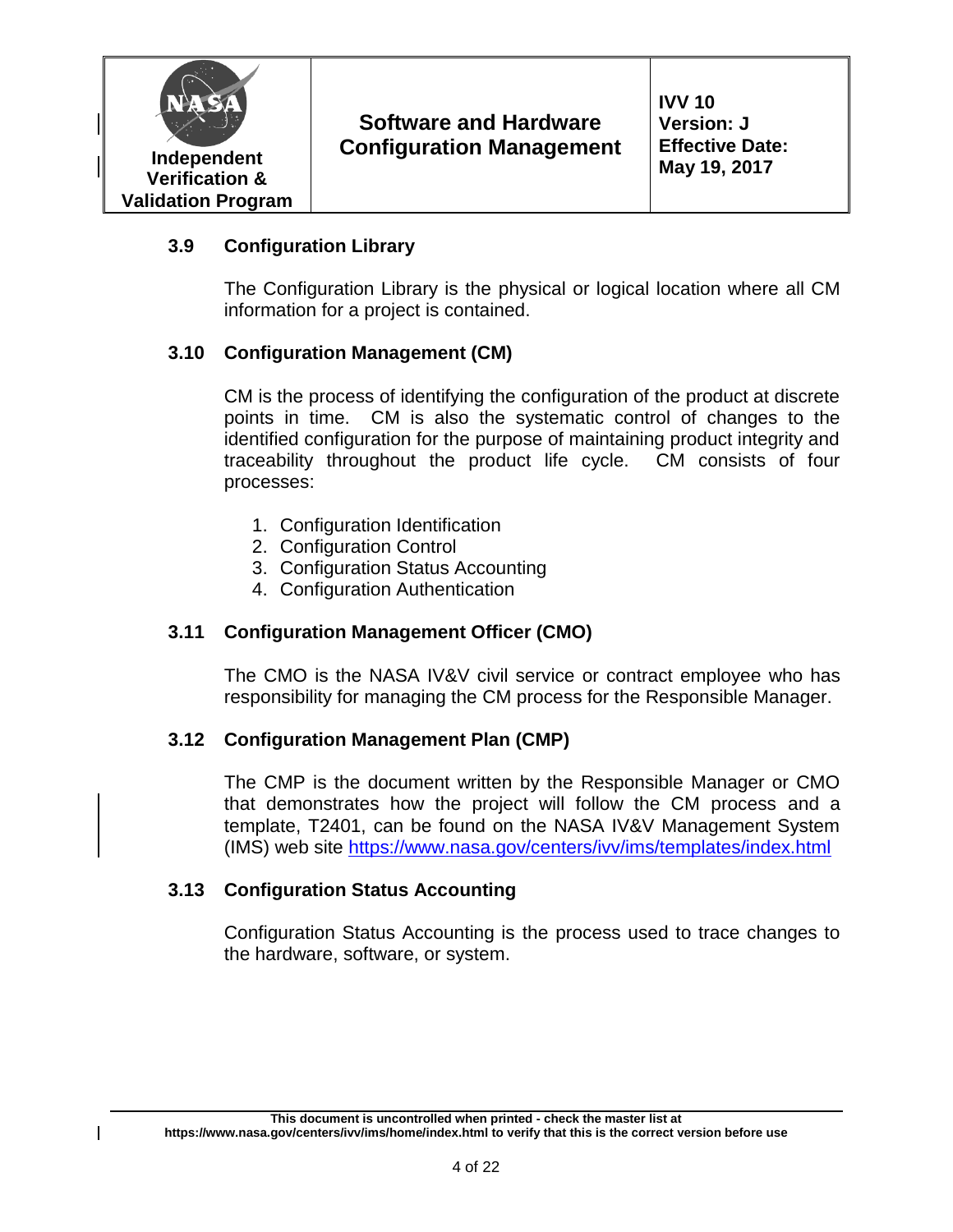### 3.9 Configuration Library

The Configuration Library is the physical or logical location where all CM information for a project is contained.

### 3.10 Configuration Management (CM)

CM is the process of identifying the configuration of the product at discrete points in time. CM is also the systematic control of changes to the identified configuration for the purpose of maintaining product integrity and traceability throughout the product life cycle. CM consists of four processes:

1. Configuration Identification
2. Configuration Control
3. Configuration Status Accounting
4. Configuration Authentication

### 3.11 Configuration Management Officer (CMO)

The CMO is the NASA IV&V civil service or contract employee who has responsibility for managing the CM process for the Responsible Manager.

### 3.12 Configuration Management Plan (CMP)

The CMP is the document written by the Responsible Manager or CMO that demonstrates how the project will follow the CM process and a template, T2401, can be found on the NASA IV&V Management System (IMS) web site https://www.nasa.gov/centers/ivv/ims/templates/index.html

### 3.13 Configuration Status Accounting

Configuration Status Accounting is the process used to trace changes to the hardware, software, or system.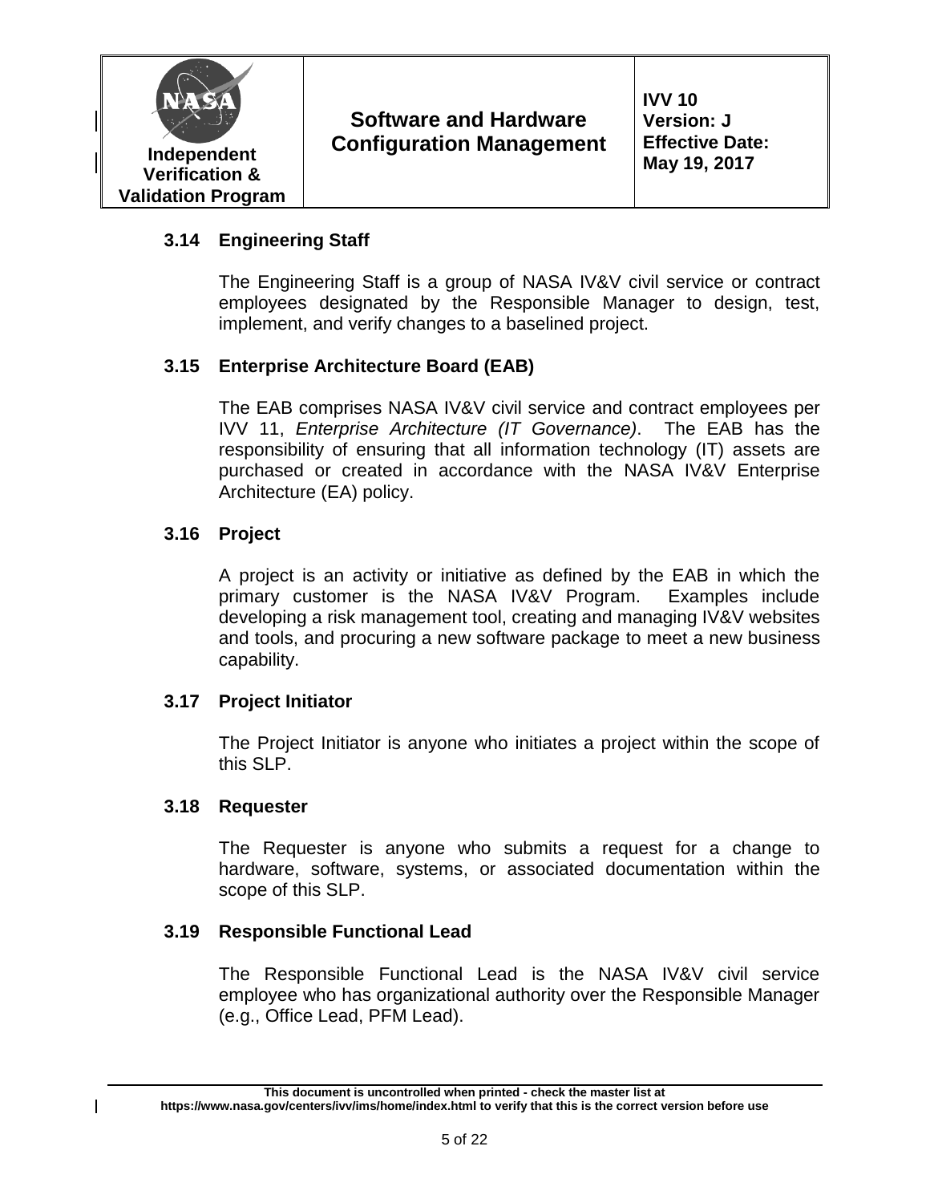### 3.14 Engineering Staff

The Engineering Staff is a group of NASA IV&V civil service or contract employees designated by the Responsible Manager to design, test, implement, and verify changes to a baselined project.

### 3.15 Enterprise Architecture Board (EAB)

The EAB comprises NASA IV&V civil service and contract employees per IVV 11, *Enterprise Architecture (IT Governance)*. The EAB has the responsibility of ensuring that all information technology (IT) assets are purchased or created in accordance with the NASA IV&V Enterprise Architecture (EA) policy.

### 3.16 Project

A project is an activity or initiative as defined by the EAB in which the primary customer is the NASA IV&V Program. Examples include developing a risk management tool, creating and managing IV&V websites and tools, and procuring a new software package to meet a new business capability.

### 3.17 Project Initiator

The Project Initiator is anyone who initiates a project within the scope of this SLP.

### 3.18 Requester

The Requester is anyone who submits a request for a change to hardware, software, systems, or associated documentation within the scope of this SLP.

### 3.19 Responsible Functional Lead

The Responsible Functional Lead is the NASA IV&V civil service employee who has organizational authority over the Responsible Manager (e.g., Office Lead, PFM Lead).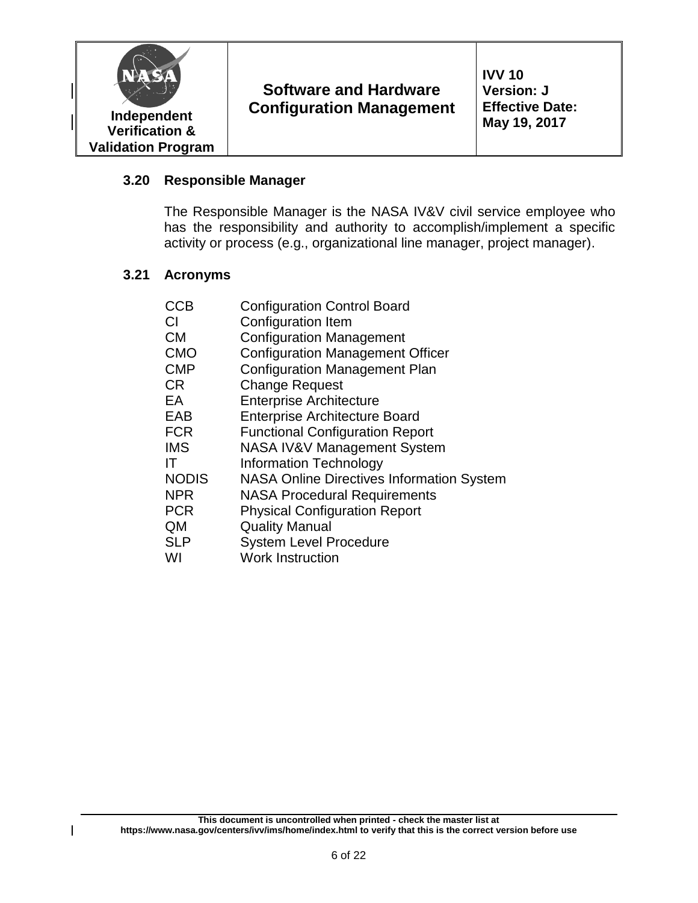### 3.20 Responsible Manager

The Responsible Manager is the NASA IV&V civil service employee who has the responsibility and authority to accomplish/implement a specific activity or process (e.g., organizational line manager, project manager).

### 3.21 Acronyms

| | |
|---|---|
| CCB | Configuration Control Board |
| CI | Configuration Item |
| CM | Configuration Management |
| CMO | Configuration Management Officer |
| CMP | Configuration Management Plan |
| CR | Change Request |
| EA | Enterprise Architecture |
| EAB | Enterprise Architecture Board |
| FCR | Functional Configuration Report |
| IMS | NASA IV&V Management System |
| IT | Information Technology |
| NODIS | NASA Online Directives Information System |
| NPR | NASA Procedural Requirements |
| PCR | Physical Configuration Report |
| QM | Quality Manual |
| SLP | System Level Procedure |
| WI | Work Instruction |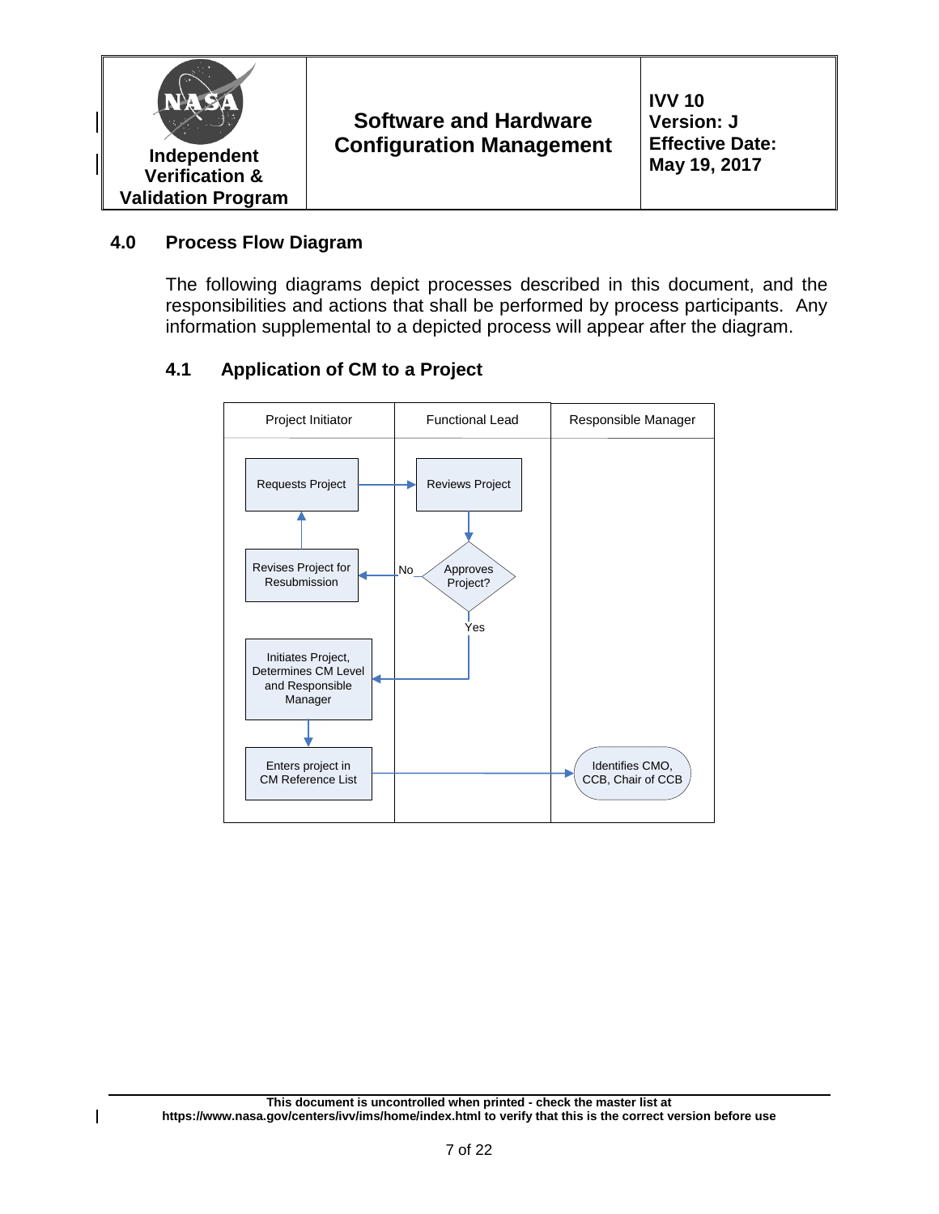## 4.0 Process Flow Diagram

The following diagrams depict processes described in this document, and the responsibilities and actions that shall be performed by process participants. Any information supplemental to a depicted process will appear after the diagram.

### 4.1 Application of CM to a Project

| Project Initiator | Functional Lead | Responsible Manager |
| --- | --- | --- |
| Requests Project | Reviews Project | |
| Revises Project for Resubmission | Approves Project? (No → Revises Project for Resubmission; Yes → Initiates Project) | |
| Initiates Project, Determines CM Level and Responsible Manager | | |
| Enters project in CM Reference List | | Identifies CMO, CCB, Chair of CCB |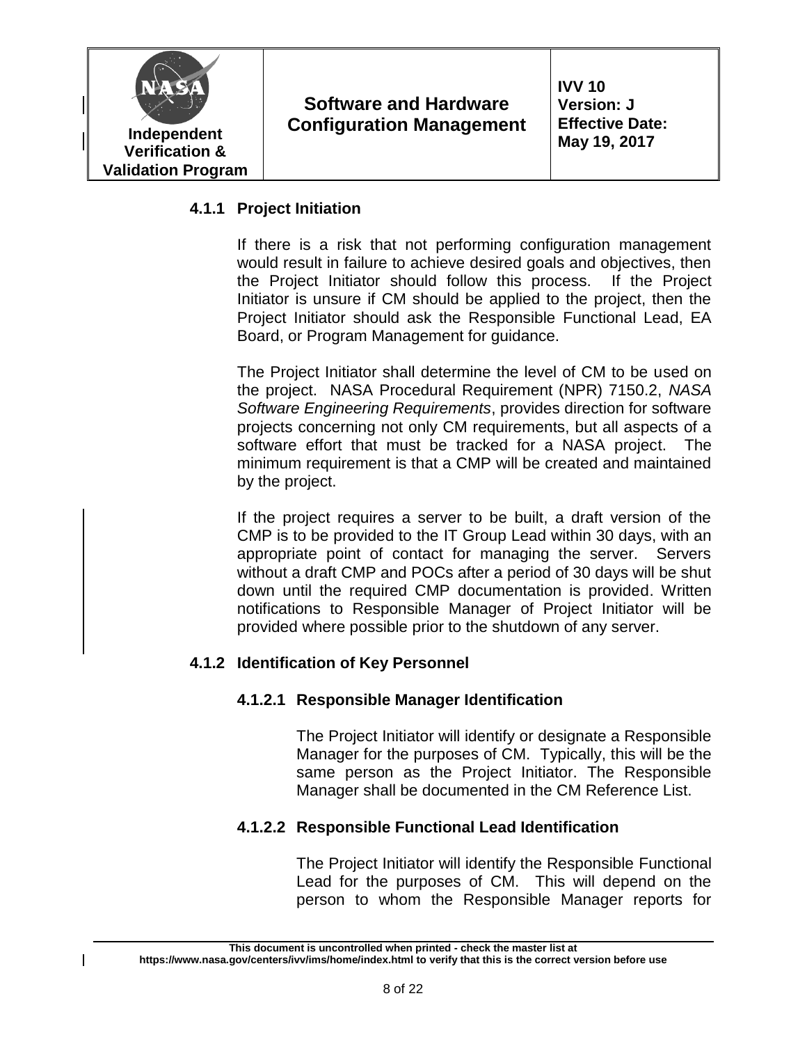### 4.1.1 Project Initiation

If there is a risk that not performing configuration management would result in failure to achieve desired goals and objectives, then the Project Initiator should follow this process. If the Project Initiator is unsure if CM should be applied to the project, then the Project Initiator should ask the Responsible Functional Lead, EA Board, or Program Management for guidance.

The Project Initiator shall determine the level of CM to be used on the project. NASA Procedural Requirement (NPR) 7150.2, *NASA Software Engineering Requirements*, provides direction for software projects concerning not only CM requirements, but all aspects of a software effort that must be tracked for a NASA project. The minimum requirement is that a CMP will be created and maintained by the project.

If the project requires a server to be built, a draft version of the CMP is to be provided to the IT Group Lead within 30 days, with an appropriate point of contact for managing the server. Servers without a draft CMP and POCs after a period of 30 days will be shut down until the required CMP documentation is provided. Written notifications to Responsible Manager of Project Initiator will be provided where possible prior to the shutdown of any server.

### 4.1.2 Identification of Key Personnel

#### 4.1.2.1 Responsible Manager Identification

The Project Initiator will identify or designate a Responsible Manager for the purposes of CM. Typically, this will be the same person as the Project Initiator. The Responsible Manager shall be documented in the CM Reference List.

#### 4.1.2.2 Responsible Functional Lead Identification

The Project Initiator will identify the Responsible Functional Lead for the purposes of CM. This will depend on the person to whom the Responsible Manager reports for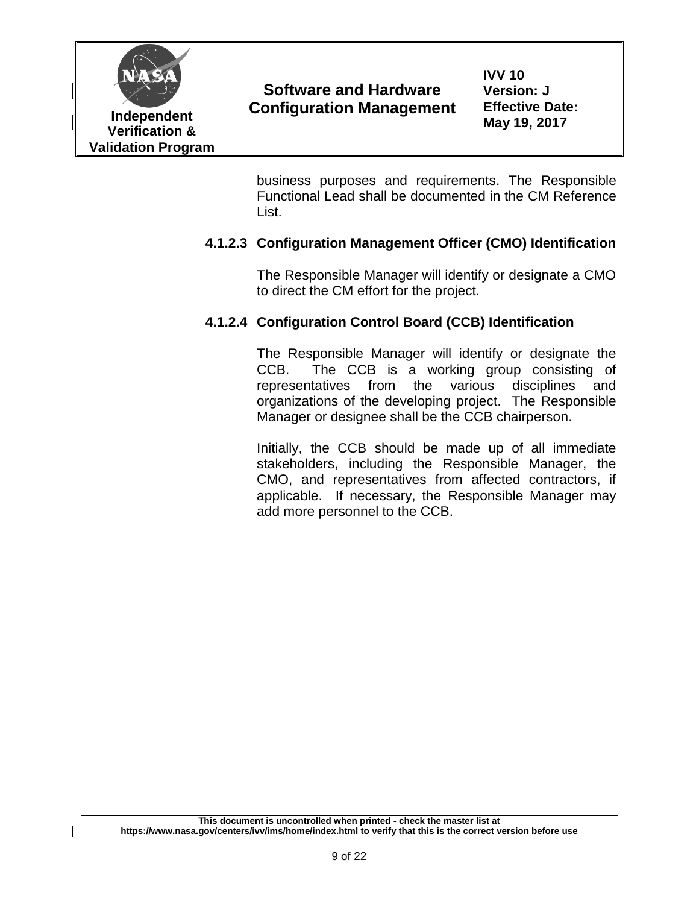business purposes and requirements. The Responsible Functional Lead shall be documented in the CM Reference List.

#### 4.1.2.3 Configuration Management Officer (CMO) Identification

The Responsible Manager will identify or designate a CMO to direct the CM effort for the project.

#### 4.1.2.4 Configuration Control Board (CCB) Identification

The Responsible Manager will identify or designate the CCB. The CCB is a working group consisting of representatives from the various disciplines and organizations of the developing project. The Responsible Manager or designee shall be the CCB chairperson.

Initially, the CCB should be made up of all immediate stakeholders, including the Responsible Manager, the CMO, and representatives from affected contractors, if applicable. If necessary, the Responsible Manager may add more personnel to the CCB.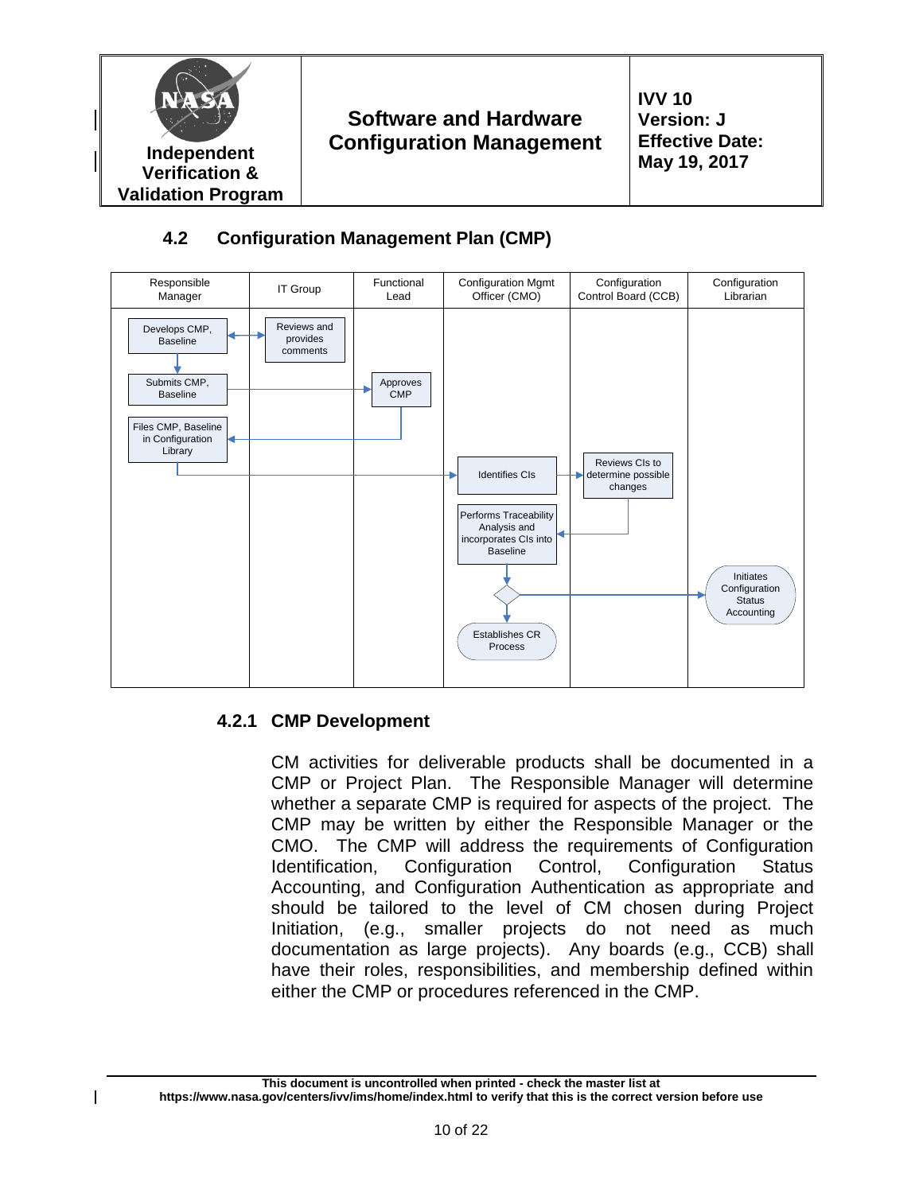## 4.2 Configuration Management Plan (CMP)

| Responsible Manager | IT Group | Functional Lead | Configuration Mgmt Officer (CMO) | Configuration Control Board (CCB) | Configuration Librarian |
|---|---|---|---|---|---|
| Develops CMP, Baseline | Reviews and provides comments | | | | |
| Submits CMP, Baseline | | Approves CMP | | | |
| Files CMP, Baseline in Configuration Library | | | | | |
| | | | Identifies CIs | Reviews CIs to determine possible changes | |
| | | | Performs Traceability Analysis and incorporates CIs into Baseline | | |
| | | | | | Initiates Configuration Status Accounting |
| | | | Establishes CR Process | | |

### 4.2.1 CMP Development

CM activities for deliverable products shall be documented in a CMP or Project Plan. The Responsible Manager will determine whether a separate CMP is required for aspects of the project. The CMP may be written by either the Responsible Manager or the CMO. The CMP will address the requirements of Configuration Identification, Configuration Control, Configuration Status Accounting, and Configuration Authentication as appropriate and should be tailored to the level of CM chosen during Project Initiation, (e.g., smaller projects do not need as much documentation as large projects). Any boards (e.g., CCB) shall have their roles, responsibilities, and membership defined within either the CMP or procedures referenced in the CMP.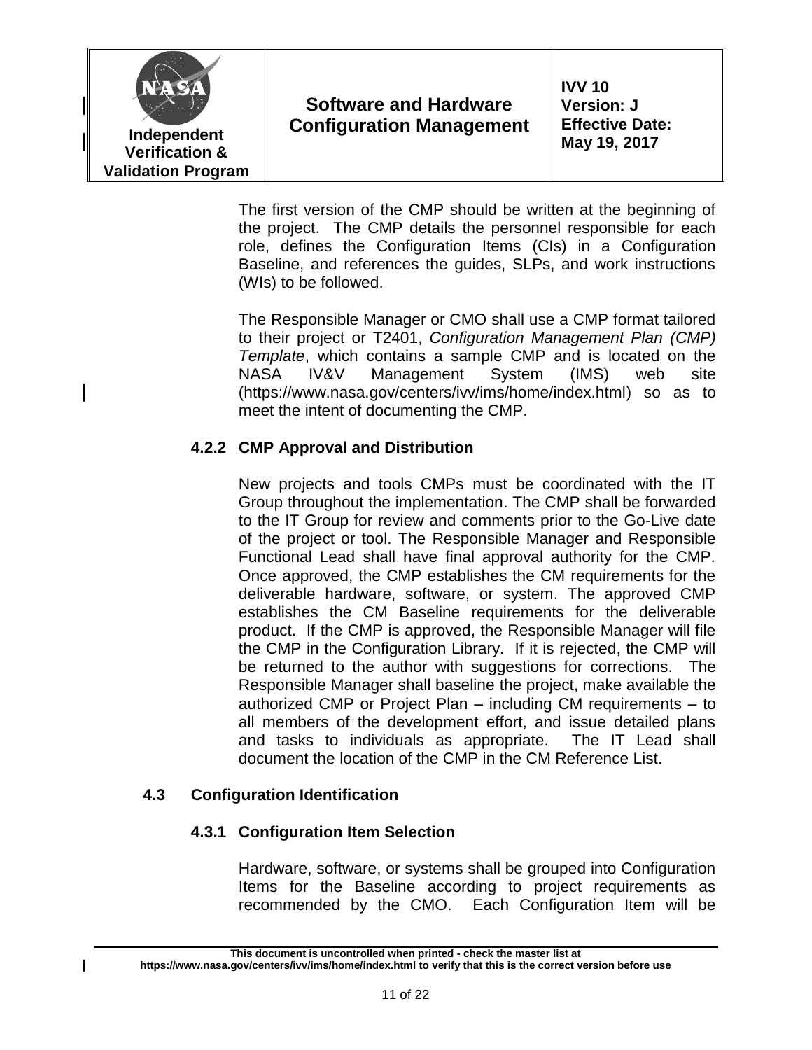The first version of the CMP should be written at the beginning of the project. The CMP details the personnel responsible for each role, defines the Configuration Items (CIs) in a Configuration Baseline, and references the guides, SLPs, and work instructions (WIs) to be followed.

The Responsible Manager or CMO shall use a CMP format tailored to their project or T2401, *Configuration Management Plan (CMP) Template*, which contains a sample CMP and is located on the NASA IV&V Management System (IMS) web site (https://www.nasa.gov/centers/ivv/ims/home/index.html) so as to meet the intent of documenting the CMP.

#### 4.2.2 CMP Approval and Distribution

New projects and tools CMPs must be coordinated with the IT Group throughout the implementation. The CMP shall be forwarded to the IT Group for review and comments prior to the Go-Live date of the project or tool. The Responsible Manager and Responsible Functional Lead shall have final approval authority for the CMP. Once approved, the CMP establishes the CM requirements for the deliverable hardware, software, or system. The approved CMP establishes the CM Baseline requirements for the deliverable product. If the CMP is approved, the Responsible Manager will file the CMP in the Configuration Library. If it is rejected, the CMP will be returned to the author with suggestions for corrections. The Responsible Manager shall baseline the project, make available the authorized CMP or Project Plan – including CM requirements – to all members of the development effort, and issue detailed plans and tasks to individuals as appropriate. The IT Lead shall document the location of the CMP in the CM Reference List.

### 4.3 Configuration Identification

#### 4.3.1 Configuration Item Selection

Hardware, software, or systems shall be grouped into Configuration Items for the Baseline according to project requirements as recommended by the CMO. Each Configuration Item will be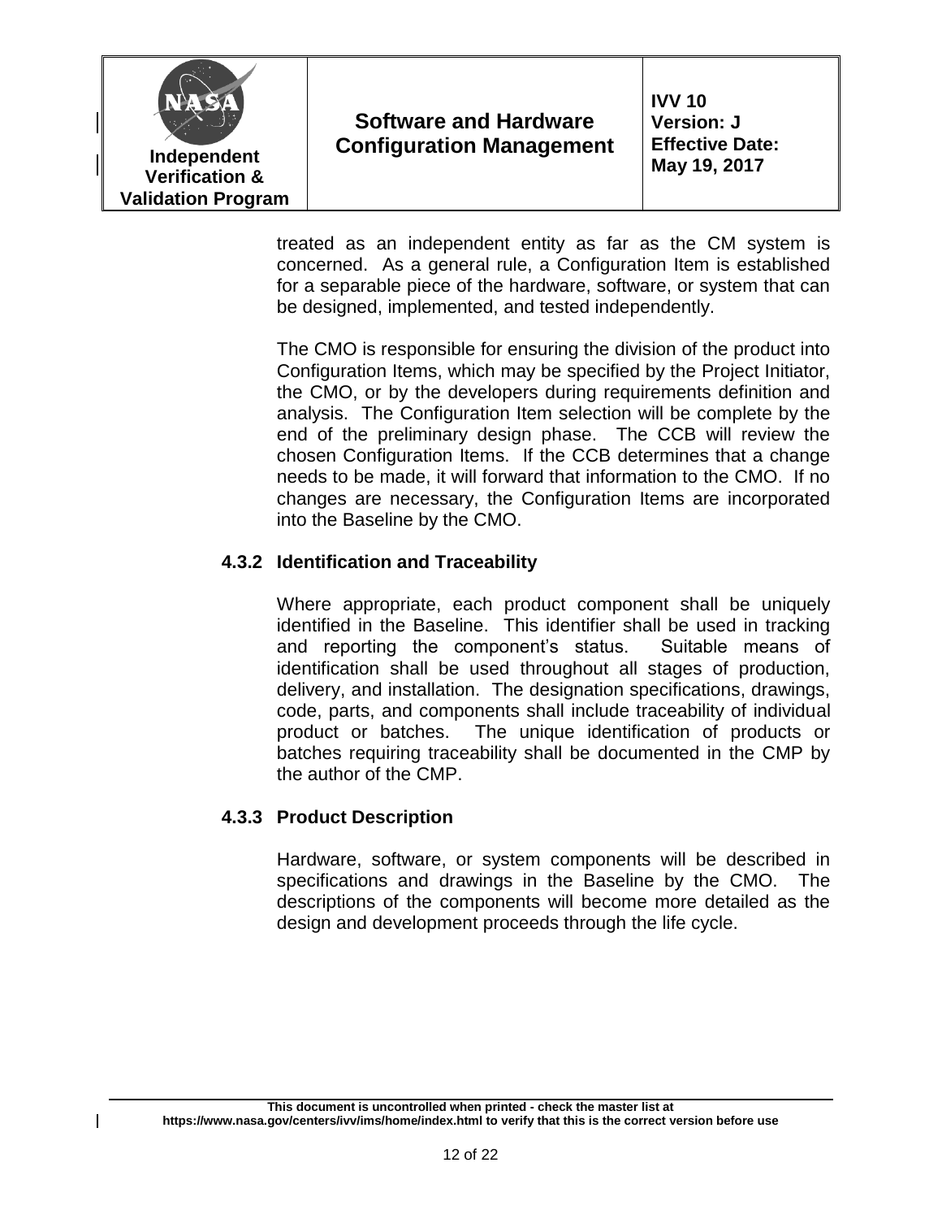treated as an independent entity as far as the CM system is concerned. As a general rule, a Configuration Item is established for a separable piece of the hardware, software, or system that can be designed, implemented, and tested independently.

The CMO is responsible for ensuring the division of the product into Configuration Items, which may be specified by the Project Initiator, the CMO, or by the developers during requirements definition and analysis. The Configuration Item selection will be complete by the end of the preliminary design phase. The CCB will review the chosen Configuration Items. If the CCB determines that a change needs to be made, it will forward that information to the CMO. If no changes are necessary, the Configuration Items are incorporated into the Baseline by the CMO.

### 4.3.2 Identification and Traceability

Where appropriate, each product component shall be uniquely identified in the Baseline. This identifier shall be used in tracking and reporting the component's status. Suitable means of identification shall be used throughout all stages of production, delivery, and installation. The designation specifications, drawings, code, parts, and components shall include traceability of individual product or batches. The unique identification of products or batches requiring traceability shall be documented in the CMP by the author of the CMP.

### 4.3.3 Product Description

Hardware, software, or system components will be described in specifications and drawings in the Baseline by the CMO. The descriptions of the components will become more detailed as the design and development proceeds through the life cycle.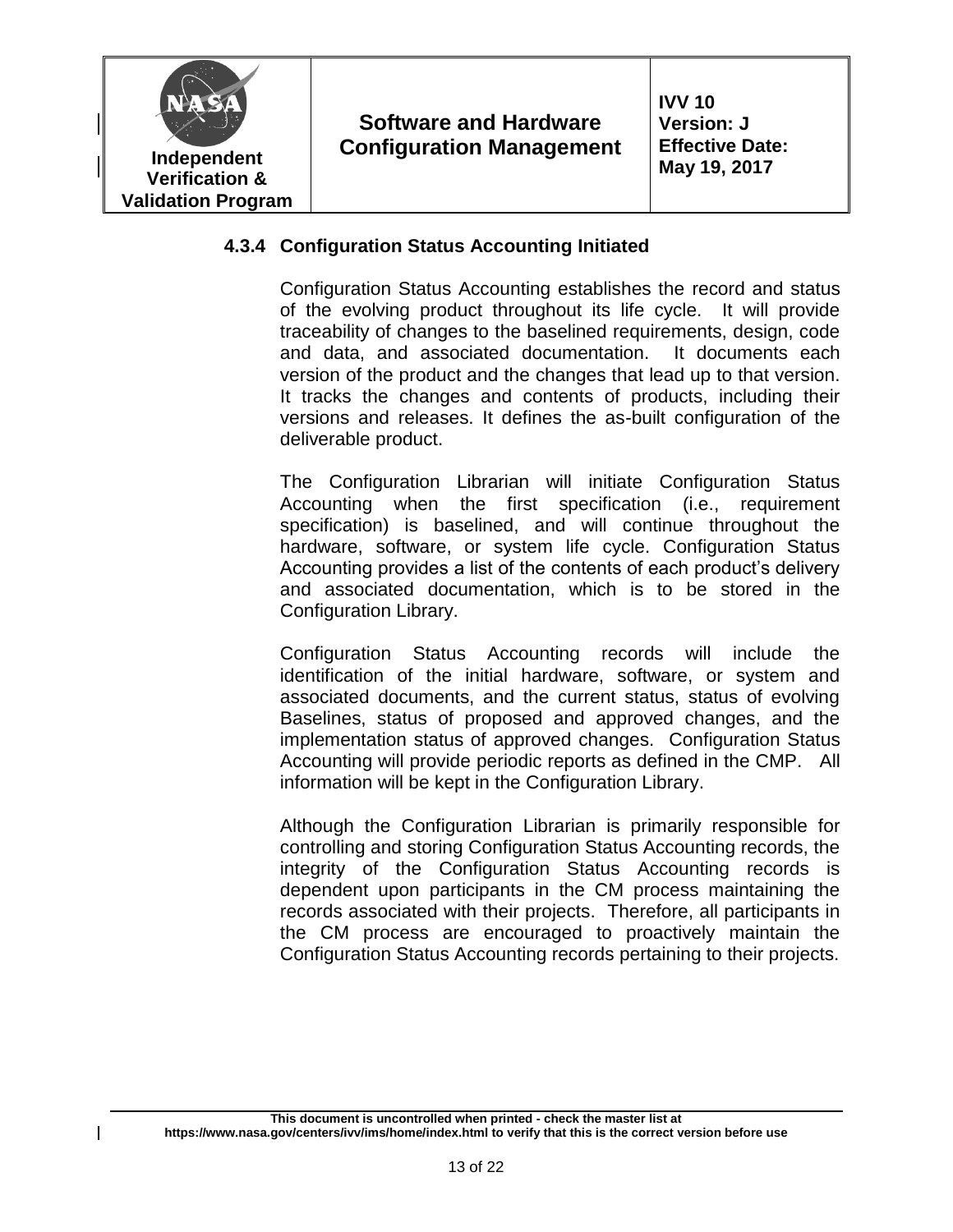### 4.3.4 Configuration Status Accounting Initiated

Configuration Status Accounting establishes the record and status of the evolving product throughout its life cycle. It will provide traceability of changes to the baselined requirements, design, code and data, and associated documentation. It documents each version of the product and the changes that lead up to that version. It tracks the changes and contents of products, including their versions and releases. It defines the as-built configuration of the deliverable product.

The Configuration Librarian will initiate Configuration Status Accounting when the first specification (i.e., requirement specification) is baselined, and will continue throughout the hardware, software, or system life cycle. Configuration Status Accounting provides a list of the contents of each product's delivery and associated documentation, which is to be stored in the Configuration Library.

Configuration Status Accounting records will include the identification of the initial hardware, software, or system and associated documents, and the current status, status of evolving Baselines, status of proposed and approved changes, and the implementation status of approved changes. Configuration Status Accounting will provide periodic reports as defined in the CMP. All information will be kept in the Configuration Library.

Although the Configuration Librarian is primarily responsible for controlling and storing Configuration Status Accounting records, the integrity of the Configuration Status Accounting records is dependent upon participants in the CM process maintaining the records associated with their projects. Therefore, all participants in the CM process are encouraged to proactively maintain the Configuration Status Accounting records pertaining to their projects.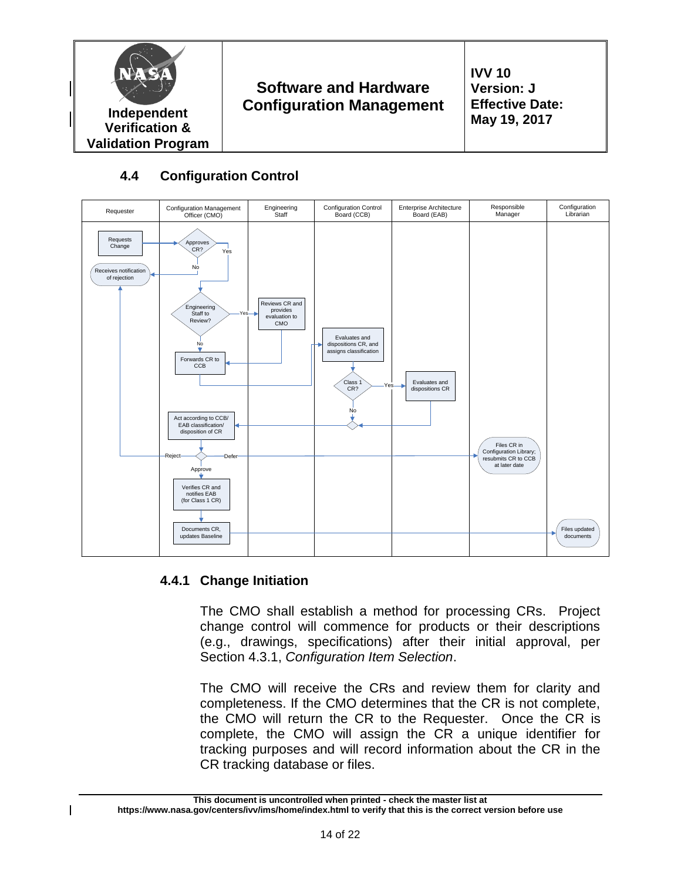## 4.4 Configuration Control

**Swimlanes:** Requester | Configuration Management Officer (CMO) | Engineering Staff | Configuration Control Board (CCB) | Enterprise Architecture Board (EAB) | Responsible Manager | Configuration Librarian

- Requester: Requests Change
- CMO: Approves CR? — No → Requester: Receives notification of rejection; Yes → Engineering Staff to Review?
- Engineering Staff to Review? — Yes → Engineering Staff: Reviews CR and provides evaluation to CMO → Forwards CR to CCB; No → CMO: Forwards CR to CCB
- CCB: Evaluates and dispositions CR, and assigns classification
- Class 1 CR? — Yes → EAB: Evaluates and dispositions CR; No → CMO: Act according to CCB/ EAB classification/ disposition of CR
- Decision: Reject → Requester: Receives notification of rejection; Defer → Responsible Manager: Files CR in Configuration Library; resubmits CR to CCB at later date; Approve → CMO: Verifies CR and notifies EAB (for Class 1 CR)
- CMO: Documents CR, updates Baseline → Configuration Librarian: Files updated documents

### 4.4.1 Change Initiation

The CMO shall establish a method for processing CRs. Project change control will commence for products or their descriptions (e.g., drawings, specifications) after their initial approval, per Section 4.3.1, *Configuration Item Selection*.

The CMO will receive the CRs and review them for clarity and completeness. If the CMO determines that the CR is not complete, the CMO will return the CR to the Requester. Once the CR is complete, the CMO will assign the CR a unique identifier for tracking purposes and will record information about the CR in the CR tracking database or files.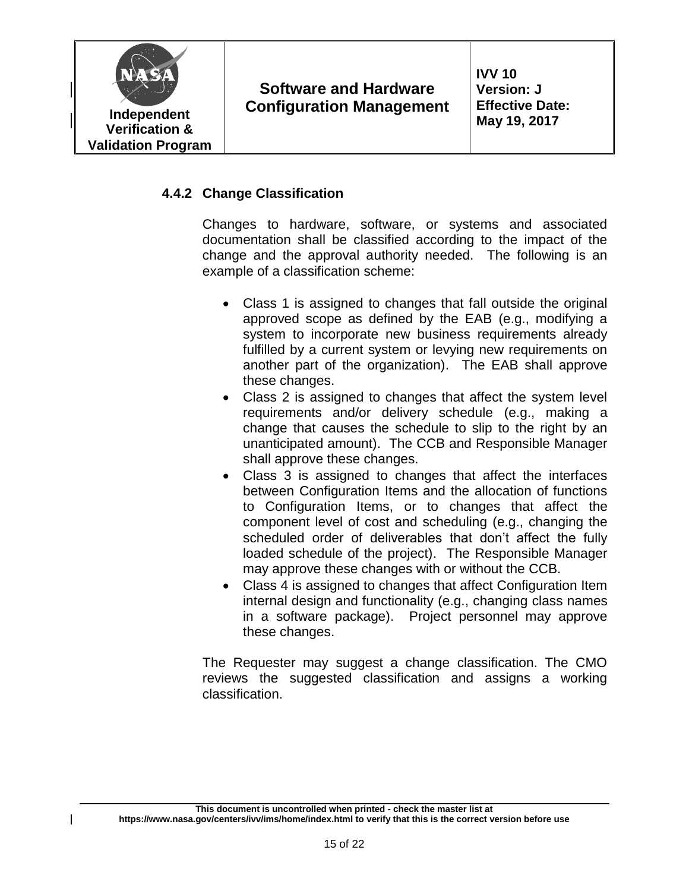### 4.4.2 Change Classification

Changes to hardware, software, or systems and associated documentation shall be classified according to the impact of the change and the approval authority needed. The following is an example of a classification scheme:

- Class 1 is assigned to changes that fall outside the original approved scope as defined by the EAB (e.g., modifying a system to incorporate new business requirements already fulfilled by a current system or levying new requirements on another part of the organization). The EAB shall approve these changes.
- Class 2 is assigned to changes that affect the system level requirements and/or delivery schedule (e.g., making a change that causes the schedule to slip to the right by an unanticipated amount). The CCB and Responsible Manager shall approve these changes.
- Class 3 is assigned to changes that affect the interfaces between Configuration Items and the allocation of functions to Configuration Items, or to changes that affect the component level of cost and scheduling (e.g., changing the scheduled order of deliverables that don't affect the fully loaded schedule of the project). The Responsible Manager may approve these changes with or without the CCB.
- Class 4 is assigned to changes that affect Configuration Item internal design and functionality (e.g., changing class names in a software package). Project personnel may approve these changes.

The Requester may suggest a change classification. The CMO reviews the suggested classification and assigns a working classification.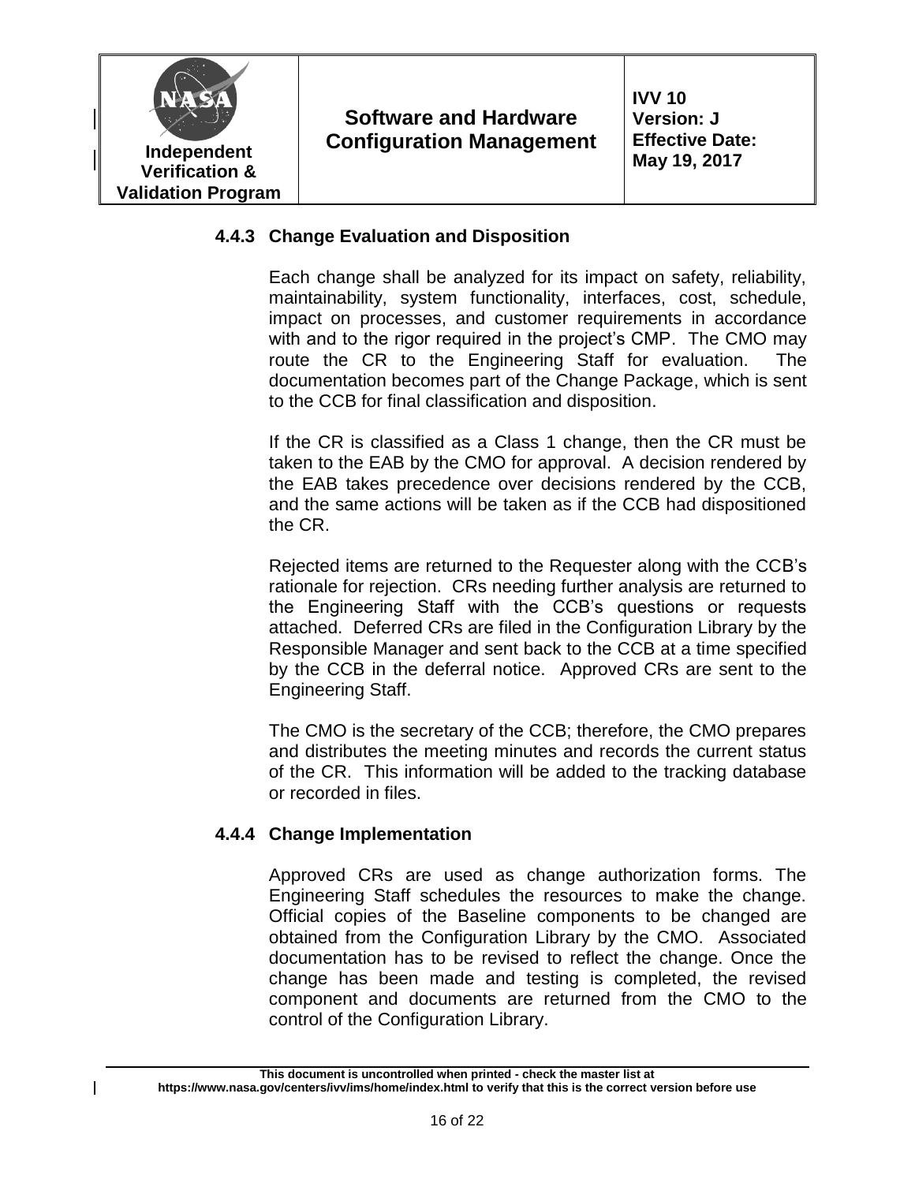### 4.4.3 Change Evaluation and Disposition

Each change shall be analyzed for its impact on safety, reliability, maintainability, system functionality, interfaces, cost, schedule, impact on processes, and customer requirements in accordance with and to the rigor required in the project's CMP. The CMO may route the CR to the Engineering Staff for evaluation. The documentation becomes part of the Change Package, which is sent to the CCB for final classification and disposition.

If the CR is classified as a Class 1 change, then the CR must be taken to the EAB by the CMO for approval. A decision rendered by the EAB takes precedence over decisions rendered by the CCB, and the same actions will be taken as if the CCB had dispositioned the CR.

Rejected items are returned to the Requester along with the CCB's rationale for rejection. CRs needing further analysis are returned to the Engineering Staff with the CCB's questions or requests attached. Deferred CRs are filed in the Configuration Library by the Responsible Manager and sent back to the CCB at a time specified by the CCB in the deferral notice. Approved CRs are sent to the Engineering Staff.

The CMO is the secretary of the CCB; therefore, the CMO prepares and distributes the meeting minutes and records the current status of the CR. This information will be added to the tracking database or recorded in files.

### 4.4.4 Change Implementation

Approved CRs are used as change authorization forms. The Engineering Staff schedules the resources to make the change. Official copies of the Baseline components to be changed are obtained from the Configuration Library by the CMO. Associated documentation has to be revised to reflect the change. Once the change has been made and testing is completed, the revised component and documents are returned from the CMO to the control of the Configuration Library.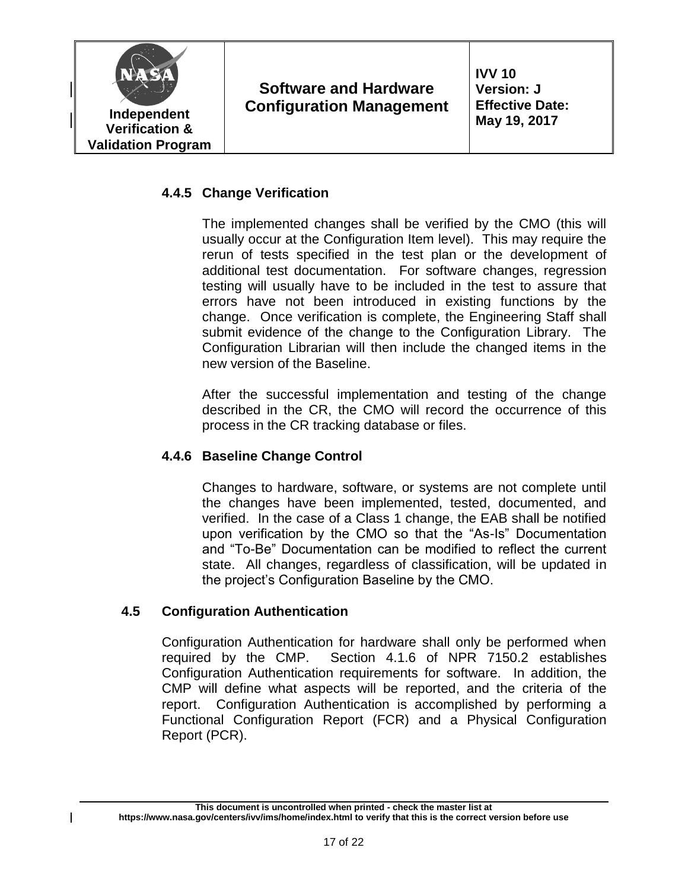#### 4.4.5 Change Verification

The implemented changes shall be verified by the CMO (this will usually occur at the Configuration Item level). This may require the rerun of tests specified in the test plan or the development of additional test documentation. For software changes, regression testing will usually have to be included in the test to assure that errors have not been introduced in existing functions by the change. Once verification is complete, the Engineering Staff shall submit evidence of the change to the Configuration Library. The Configuration Librarian will then include the changed items in the new version of the Baseline.

After the successful implementation and testing of the change described in the CR, the CMO will record the occurrence of this process in the CR tracking database or files.

#### 4.4.6 Baseline Change Control

Changes to hardware, software, or systems are not complete until the changes have been implemented, tested, documented, and verified. In the case of a Class 1 change, the EAB shall be notified upon verification by the CMO so that the "As-Is" Documentation and "To-Be" Documentation can be modified to reflect the current state. All changes, regardless of classification, will be updated in the project's Configuration Baseline by the CMO.

### 4.5 Configuration Authentication

Configuration Authentication for hardware shall only be performed when required by the CMP. Section 4.1.6 of NPR 7150.2 establishes Configuration Authentication requirements for software. In addition, the CMP will define what aspects will be reported, and the criteria of the report. Configuration Authentication is accomplished by performing a Functional Configuration Report (FCR) and a Physical Configuration Report (PCR).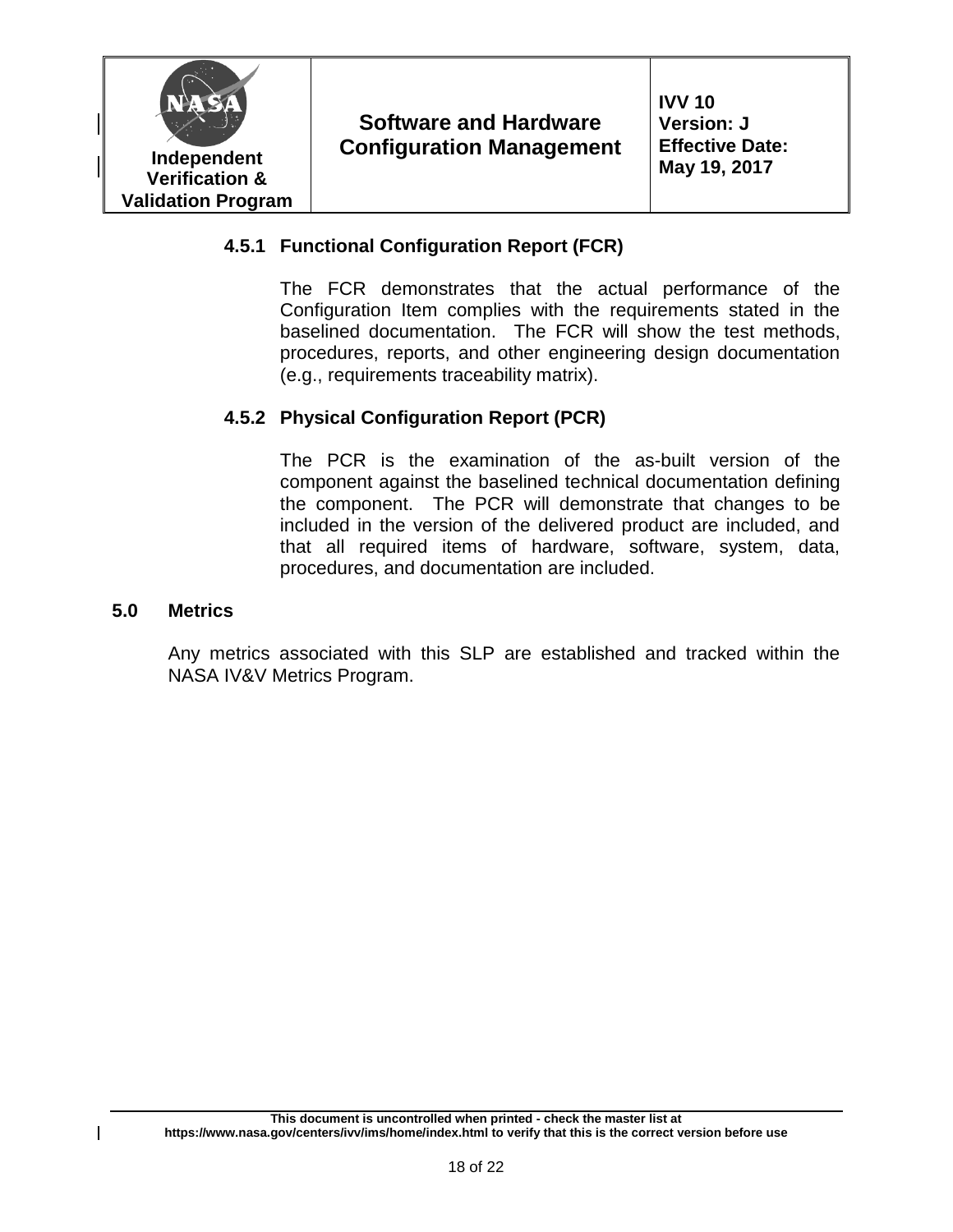### 4.5.1 Functional Configuration Report (FCR)

The FCR demonstrates that the actual performance of the Configuration Item complies with the requirements stated in the baselined documentation. The FCR will show the test methods, procedures, reports, and other engineering design documentation (e.g., requirements traceability matrix).

### 4.5.2 Physical Configuration Report (PCR)

The PCR is the examination of the as-built version of the component against the baselined technical documentation defining the component. The PCR will demonstrate that changes to be included in the version of the delivered product are included, and that all required items of hardware, software, system, data, procedures, and documentation are included.

## 5.0 Metrics

Any metrics associated with this SLP are established and tracked within the NASA IV&V Metrics Program.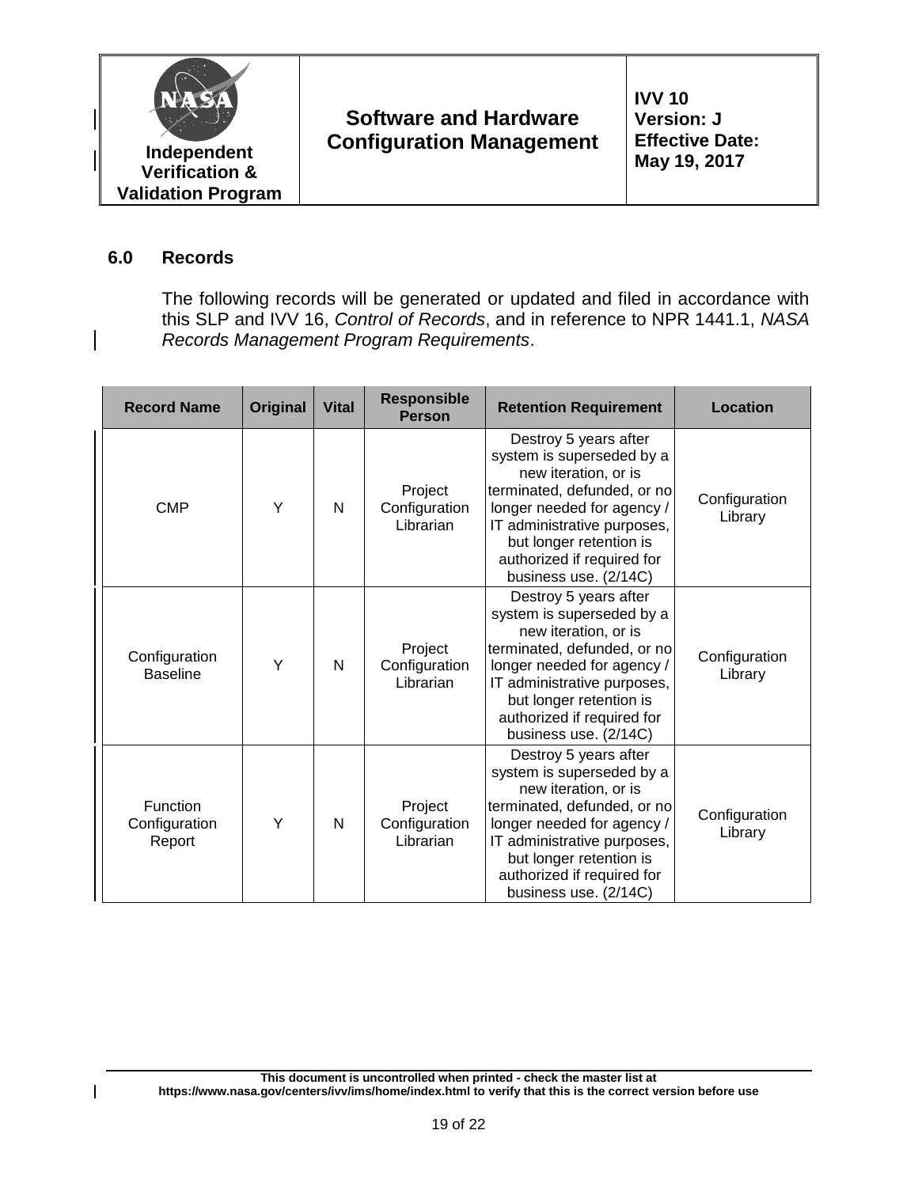## 6.0 Records

The following records will be generated or updated and filed in accordance with this SLP and IVV 16, *Control of Records*, and in reference to NPR 1441.1, *NASA Records Management Program Requirements*.

| Record Name | Original | Vital | Responsible Person | Retention Requirement | Location |
|---|---|---|---|---|---|
| CMP | Y | N | Project Configuration Librarian | Destroy 5 years after system is superseded by a new iteration, or is terminated, defunded, or no longer needed for agency / IT administrative purposes, but longer retention is authorized if required for business use. (2/14C) | Configuration Library |
| Configuration Baseline | Y | N | Project Configuration Librarian | Destroy 5 years after system is superseded by a new iteration, or is terminated, defunded, or no longer needed for agency / IT administrative purposes, but longer retention is authorized if required for business use. (2/14C) | Configuration Library |
| Function Configuration Report | Y | N | Project Configuration Librarian | Destroy 5 years after system is superseded by a new iteration, or is terminated, defunded, or no longer needed for agency / IT administrative purposes, but longer retention is authorized if required for business use. (2/14C) | Configuration Library |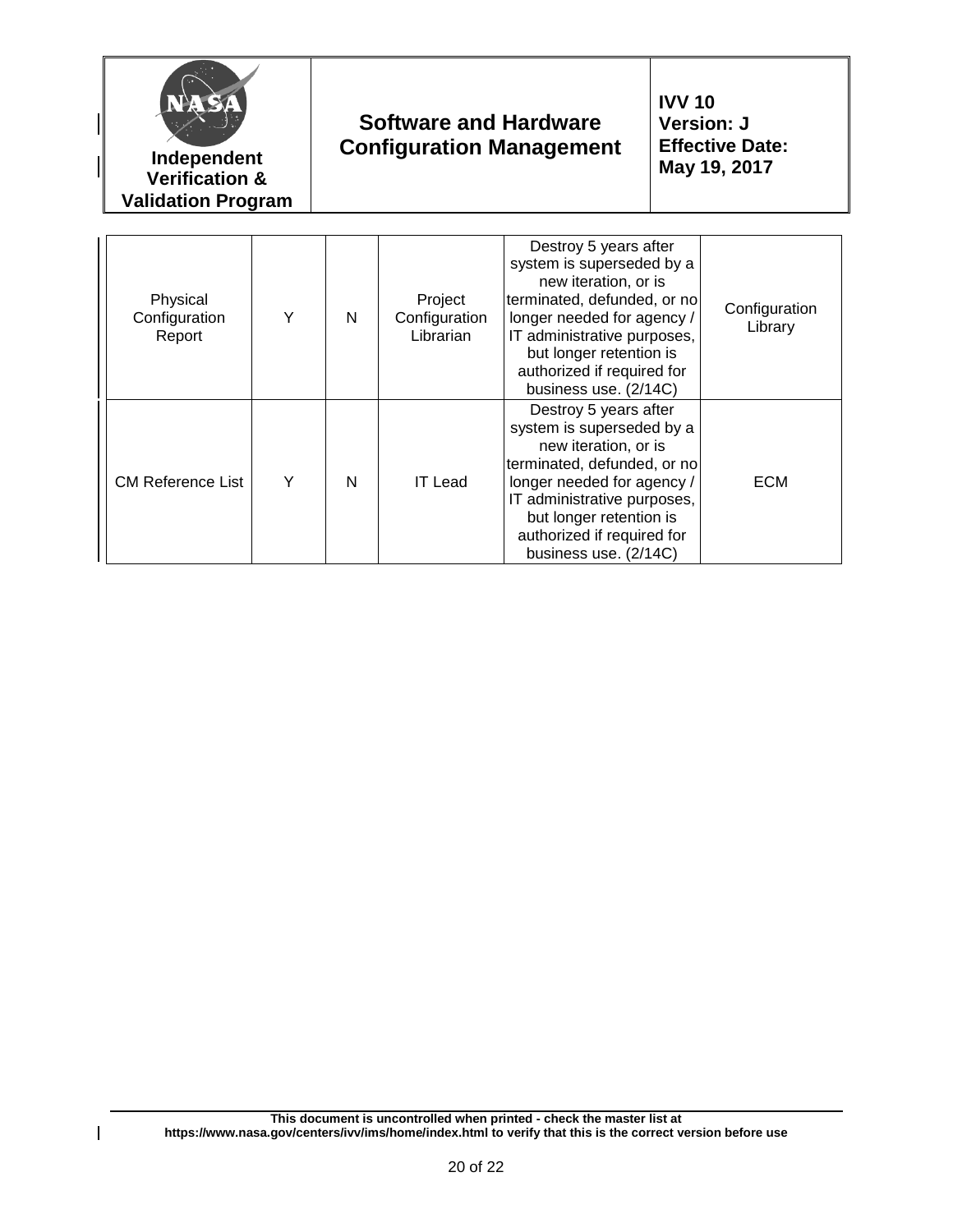| | | | | | |
|---|---|---|---|---|---|
| Physical Configuration Report | Y | N | Project Configuration Librarian | Destroy 5 years after system is superseded by a new iteration, or is terminated, defunded, or no longer needed for agency / IT administrative purposes, but longer retention is authorized if required for business use. (2/14C) | Configuration Library |
| CM Reference List | Y | N | IT Lead | Destroy 5 years after system is superseded by a new iteration, or is terminated, defunded, or no longer needed for agency / IT administrative purposes, but longer retention is authorized if required for business use. (2/14C) | ECM |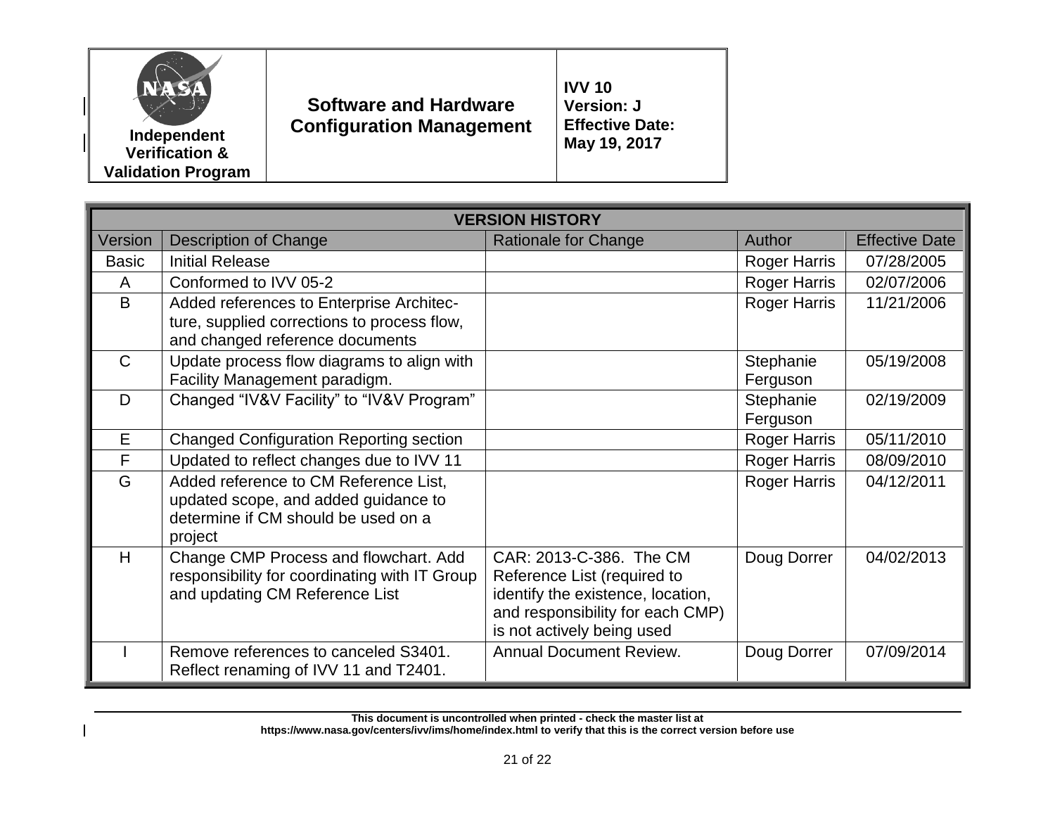| VERSION HISTORY | | | | |
|---|---|---|---|---|
| Version | Description of Change | Rationale for Change | Author | Effective Date |
| Basic | Initial Release | | Roger Harris | 07/28/2005 |
| A | Conformed to IVV 05-2 | | Roger Harris | 02/07/2006 |
| B | Added references to Enterprise Architecture, supplied corrections to process flow, and changed reference documents | | Roger Harris | 11/21/2006 |
| C | Update process flow diagrams to align with Facility Management paradigm. | | Stephanie Ferguson | 05/19/2008 |
| D | Changed "IV&V Facility" to "IV&V Program" | | Stephanie Ferguson | 02/19/2009 |
| E | Changed Configuration Reporting section | | Roger Harris | 05/11/2010 |
| F | Updated to reflect changes due to IVV 11 | | Roger Harris | 08/09/2010 |
| G | Added reference to CM Reference List, updated scope, and added guidance to determine if CM should be used on a project | | Roger Harris | 04/12/2011 |
| H | Change CMP Process and flowchart. Add responsibility for coordinating with IT Group and updating CM Reference List | CAR: 2013-C-386. The CM Reference List (required to identify the existence, location, and responsibility for each CMP) is not actively being used | Doug Dorrer | 04/02/2013 |
| I | Remove references to canceled S3401. Reflect renaming of IVV 11 and T2401. | Annual Document Review. | Doug Dorrer | 07/09/2014 |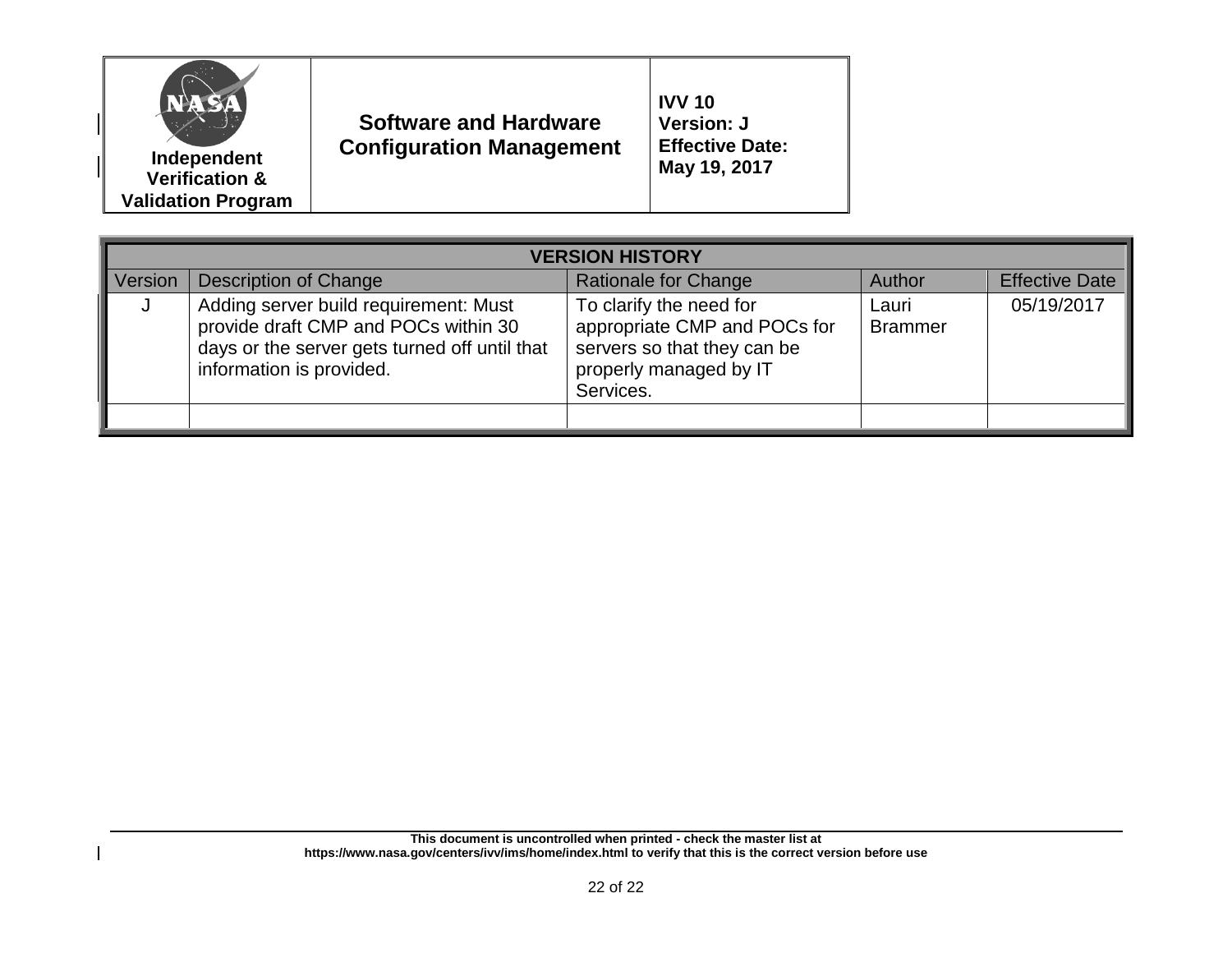| VERSION HISTORY | | | | |
|---|---|---|---|---|
| Version | Description of Change | Rationale for Change | Author | Effective Date |
| J | Adding server build requirement: Must provide draft CMP and POCs within 30 days or the server gets turned off until that information is provided. | To clarify the need for appropriate CMP and POCs for servers so that they can be properly managed by IT Services. | Lauri Brammer | 05/19/2017 |
| | | | | |